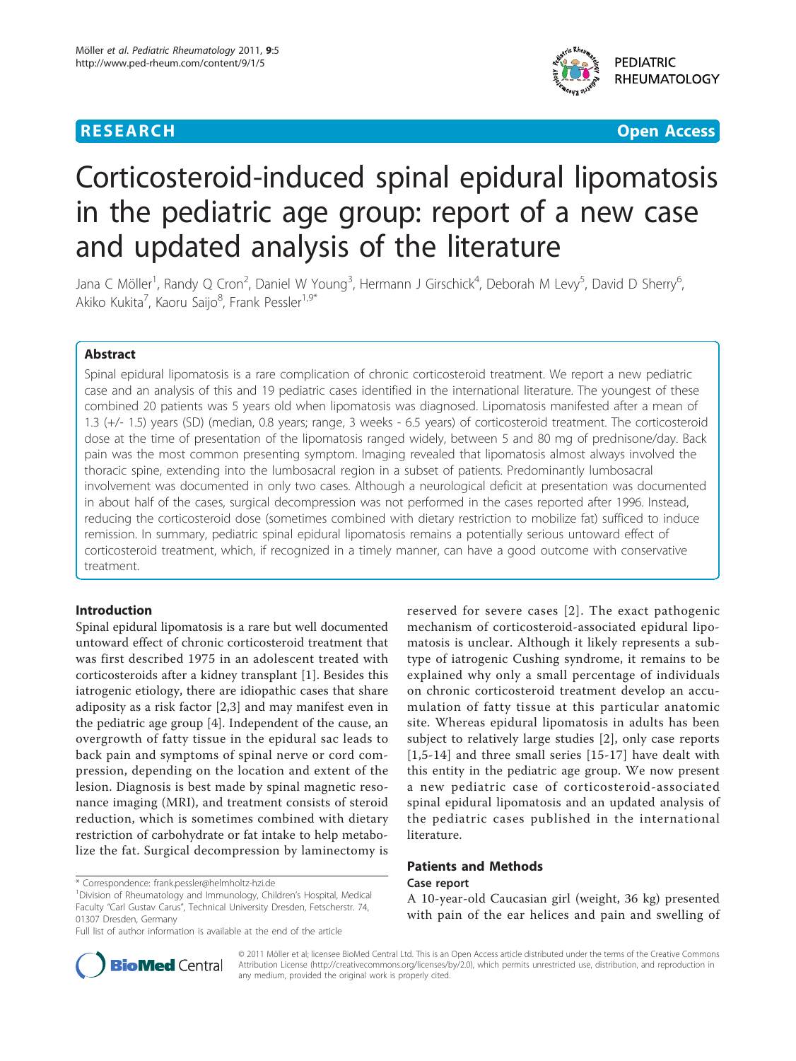RESEARCH Open Access

# Corticosteroid-induced spinal epidural lipomatosis in the pediatric age group: report of a new case and updated analysis of the literature

Jana C Möller[1], Randy Q Cron[2], Daniel W Young[3], Hermann J Girschick[4], Deborah M Levy[5], David D Sherry[6], Akiko Kukita[7], Kaoru Saijo[8], Frank Pessler[1,9*]

## Abstract

Spinal epidural lipomatosis is a rare complication of chronic corticosteroid treatment. We report a new pediatric case and an analysis of this and 19 pediatric cases identified in the international literature. The youngest of these combined 20 patients was 5 years old when lipomatosis was diagnosed. Lipomatosis manifested after a mean of 1.3 (+/- 1.5) years (SD) (median, 0.8 years; range, 3 weeks - 6.5 years) of corticosteroid treatment. The corticosteroid dose at the time of presentation of the lipomatosis ranged widely, between 5 and 80 mg of prednisone/day. Back pain was the most common presenting symptom. Imaging revealed that lipomatosis almost always involved the thoracic spine, extending into the lumbosacral region in a subset of patients. Predominantly lumbosacral involvement was documented in only two cases. Although a neurological deficit at presentation was documented in about half of the cases, surgical decompression was not performed in the cases reported after 1996. Instead, reducing the corticosteroid dose (sometimes combined with dietary restriction to mobilize fat) sufficed to induce remission. In summary, pediatric spinal epidural lipomatosis remains a potentially serious untoward effect of corticosteroid treatment, which, if recognized in a timely manner, can have a good outcome with conservative treatment.

## Introduction

Spinal epidural lipomatosis is a rare but well documented untoward effect of chronic corticosteroid treatment that was first described 1975 in an adolescent treated with corticosteroids after a kidney transplant [1]. Besides this iatrogenic etiology, there are idiopathic cases that share adiposity as a risk factor [2,3] and may manifest even in the pediatric age group [4]. Independent of the cause, an overgrowth of fatty tissue in the epidural sac leads to back pain and symptoms of spinal nerve or cord compression, depending on the location and extent of the lesion. Diagnosis is best made by spinal magnetic resonance imaging (MRI), and treatment consists of steroid reduction, which is sometimes combined with dietary restriction of carbohydrate or fat intake to help metabolize the fat. Surgical decompression by laminectomy is reserved for severe cases [2]. The exact pathogenic mechanism of corticosteroid-associated epidural lipomatosis is unclear. Although it likely represents a subtype of iatrogenic Cushing syndrome, it remains to be explained why only a small percentage of individuals on chronic corticosteroid treatment develop an accumulation of fatty tissue at this particular anatomic site. Whereas epidural lipomatosis in adults has been subject to relatively large studies [2], only case reports [1,5-14] and three small series [15-17] have dealt with this entity in the pediatric age group. We now present a new pediatric case of corticosteroid-associated spinal epidural lipomatosis and an updated analysis of the pediatric cases published in the international literature.

## Patients and Methods

### Case report

A 10-year-old Caucasian girl (weight, 36 kg) presented with pain of the ear helices and pain and swelling of

\* Correspondence: frank.pessler@helmholtz-hzi.de
[1]Division of Rheumatology and Immunology, Children's Hospital, Medical Faculty "Carl Gustav Carus", Technical University Dresden, Fetscherstr. 74, 01307 Dresden, Germany
Full list of author information is available at the end of the article

© 2011 Möller et al; licensee BioMed Central Ltd. This is an Open Access article distributed under the terms of the Creative Commons Attribution License (http://creativecommons.org/licenses/by/2.0), which permits unrestricted use, distribution, and reproduction in any medium, provided the original work is properly cited.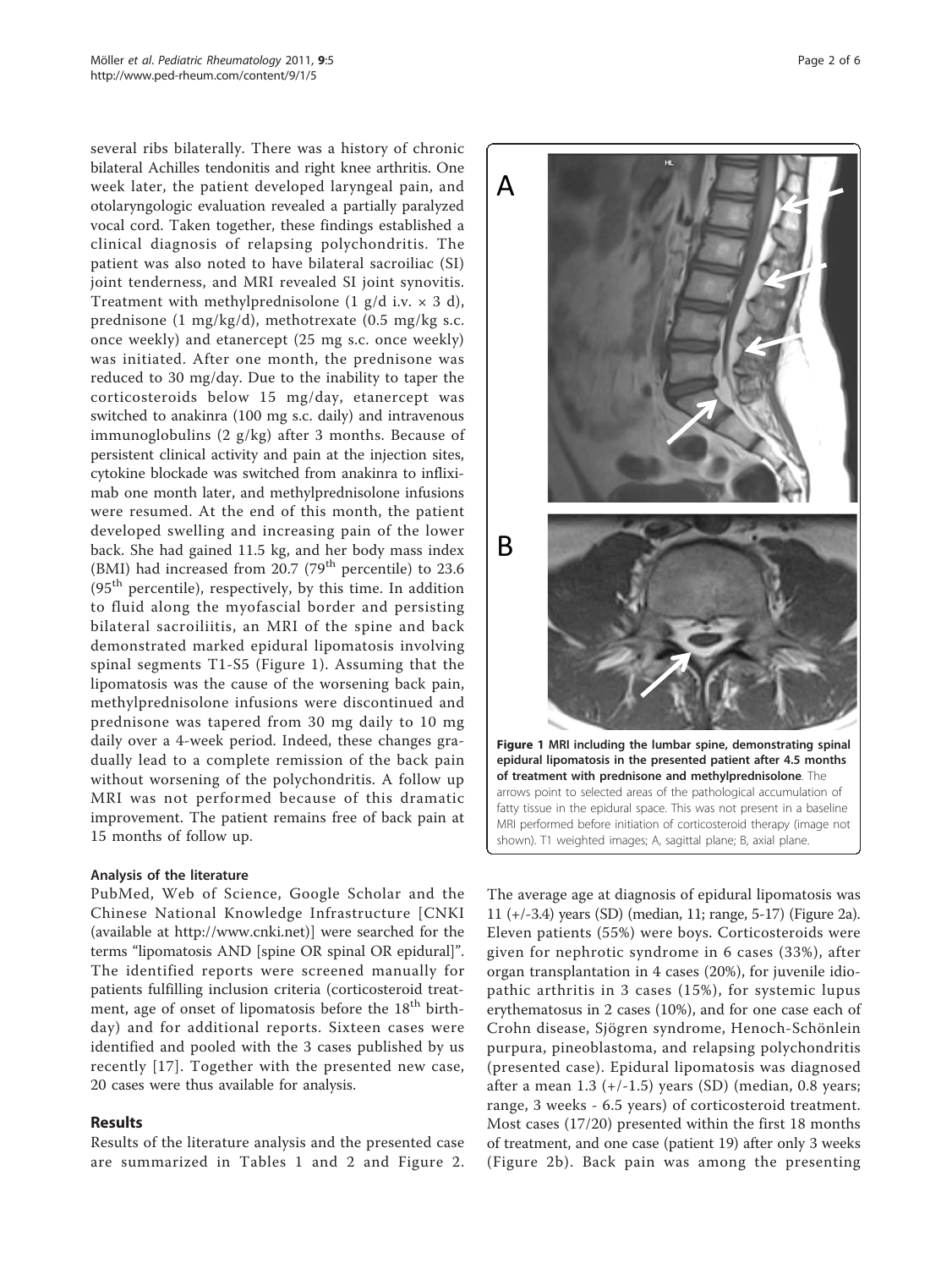several ribs bilaterally. There was a history of chronic bilateral Achilles tendonitis and right knee arthritis. One week later, the patient developed laryngeal pain, and otolaryngologic evaluation revealed a partially paralyzed vocal cord. Taken together, these findings established a clinical diagnosis of relapsing polychondritis. The patient was also noted to have bilateral sacroiliac (SI) joint tenderness, and MRI revealed SI joint synovitis. Treatment with methylprednisolone (1 g/d i.v. × 3 d), prednisone (1 mg/kg/d), methotrexate (0.5 mg/kg s.c. once weekly) and etanercept (25 mg s.c. once weekly) was initiated. After one month, the prednisone was reduced to 30 mg/day. Due to the inability to taper the corticosteroids below 15 mg/day, etanercept was switched to anakinra (100 mg s.c. daily) and intravenous immunoglobulins (2 g/kg) after 3 months. Because of persistent clinical activity and pain at the injection sites, cytokine blockade was switched from anakinra to infliximab one month later, and methylprednisolone infusions were resumed. At the end of this month, the patient developed swelling and increasing pain of the lower back. She had gained 11.5 kg, and her body mass index (BMI) had increased from 20.7 (79th percentile) to 23.6 (95th percentile), respectively, by this time. In addition to fluid along the myofascial border and persisting bilateral sacroiliitis, an MRI of the spine and back demonstrated marked epidural lipomatosis involving spinal segments T1-S5 (Figure 1). Assuming that the lipomatosis was the cause of the worsening back pain, methylprednisolone infusions were discontinued and prednisone was tapered from 30 mg daily to 10 mg daily over a 4-week period. Indeed, these changes gradually lead to a complete remission of the back pain without worsening of the polychondritis. A follow up MRI was not performed because of this dramatic improvement. The patient remains free of back pain at 15 months of follow up.

**Figure 1 MRI including the lumbar spine, demonstrating spinal epidural lipomatosis in the presented patient after 4.5 months of treatment with prednisone and methylprednisolone**. The arrows point to selected areas of the pathological accumulation of fatty tissue in the epidural space. This was not present in a baseline MRI performed before initiation of corticosteroid therapy (image not shown). T1 weighted images; A, sagittal plane; B, axial plane.

### Analysis of the literature

PubMed, Web of Science, Google Scholar and the Chinese National Knowledge Infrastructure [CNKI (available at http://www.cnki.net)] were searched for the terms "lipomatosis AND [spine OR spinal OR epidural]". The identified reports were screened manually for patients fulfilling inclusion criteria (corticosteroid treatment, age of onset of lipomatosis before the 18th birthday) and for additional reports. Sixteen cases were identified and pooled with the 3 cases published by us recently [17]. Together with the presented new case, 20 cases were thus available for analysis.

## Results

Results of the literature analysis and the presented case are summarized in Tables 1 and 2 and Figure 2. The average age at diagnosis of epidural lipomatosis was 11 (+/-3.4) years (SD) (median, 11; range, 5-17) (Figure 2a). Eleven patients (55%) were boys. Corticosteroids were given for nephrotic syndrome in 6 cases (33%), after organ transplantation in 4 cases (20%), for juvenile idiopathic arthritis in 3 cases (15%), for systemic lupus erythematosus in 2 cases (10%), and for one case each of Crohn disease, Sjögren syndrome, Henoch-Schönlein purpura, pineoblastoma, and relapsing polychondritis (presented case). Epidural lipomatosis was diagnosed after a mean 1.3 (+/-1.5) years (SD) (median, 0.8 years; range, 3 weeks - 6.5 years) of corticosteroid treatment. Most cases (17/20) presented within the first 18 months of treatment, and one case (patient 19) after only 3 weeks (Figure 2b). Back pain was among the presenting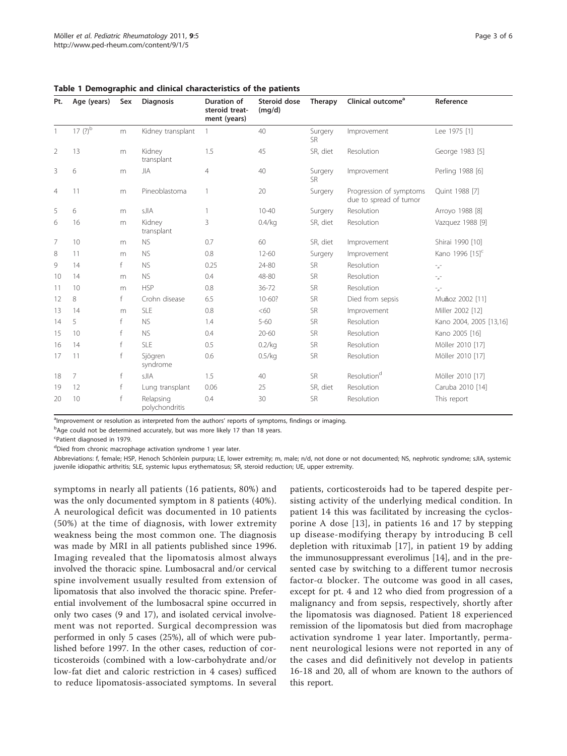**Table 1 Demographic and clinical characteristics of the patients**

| Pt. | Age (years) | Sex | Diagnosis | Duration of steroid treatment (years) | Steroid dose (mg/d) | Therapy | Clinical outcome[a] | Reference |
|---|---|---|---|---|---|---|---|---|
| 1 | 17 (?)[b] | m | Kidney transplant | 1 | 40 | Surgery SR | Improvement | Lee 1975 [1] |
| 2 | 13 | m | Kidney transplant | 1.5 | 45 | SR, diet | Resolution | George 1983 [5] |
| 3 | 6 | m | JIA | 4 | 40 | Surgery SR | Improvement | Perling 1988 [6] |
| 4 | 11 | m | Pineoblastoma | 1 | 20 | Surgery | Progression of symptoms due to spread of tumor | Quint 1988 [7] |
| 5 | 6 | m | sJIA | 1 | 10-40 | Surgery | Resolution | Arroyo 1988 [8] |
| 6 | 16 | m | Kidney transplant | 3 | 0.4/kg | SR, diet | Resolution | Vazquez 1988 [9] |
| 7 | 10 | m | NS | 0.7 | 60 | SR, diet | Improvement | Shirai 1990 [10] |
| 8 | 11 | m | NS | 0.8 | 12-60 | Surgery | Improvement | Kano 1996 [15][c] |
| 9 | 14 | f | NS | 0.25 | 24-80 | SR | Resolution | -"- |
| 10 | 14 | m | NS | 0.4 | 48-80 | SR | Resolution | -"- |
| 11 | 10 | m | HSP | 0.8 | 36-72 | SR | Resolution | -"- |
| 12 | 8 | f | Crohn disease | 6.5 | 10-60? | SR | Died from sepsis | Muňoz 2002 [11] |
| 13 | 14 | m | SLE | 0.8 | <60 | SR | Improvement | Miller 2002 [12] |
| 14 | 5 | f | NS | 1.4 | 5-60 | SR | Resolution | Kano 2004, 2005 [13,16] |
| 15 | 10 | f | NS | 0.4 | 20-60 | SR | Resolution | Kano 2005 [16] |
| 16 | 14 | f | SLE | 0.5 | 0.2/kg | SR | Resolution | Möller 2010 [17] |
| 17 | 11 | f | Sjögren syndrome | 0.6 | 0.5/kg | SR | Resolution | Möller 2010 [17] |
| 18 | 7 | f | sJIA | 1.5 | 40 | SR | Resolution[d] | Möller 2010 [17] |
| 19 | 12 | f | Lung transplant | 0.06 | 25 | SR, diet | Resolution | Caruba 2010 [14] |
| 20 | 10 | f | Relapsing polychondritis | 0.4 | 30 | SR | Resolution | This report |

[a]Improvement or resolution as interpreted from the authors' reports of symptoms, findings or imaging.

[b]Age could not be determined accurately, but was more likely 17 than 18 years.

[c]Patient diagnosed in 1979.

[d]Died from chronic macrophage activation syndrome 1 year later.

Abbreviations: f, female; HSP, Henoch Schönlein purpura; LE, lower extremity; m, male; n/d, not done or not documented; NS, nephrotic syndrome; sJIA, systemic juvenile idiopathic arthritis; SLE, systemic lupus erythematosus; SR, steroid reduction; UE, upper extremity.

symptoms in nearly all patients (16 patients, 80%) and was the only documented symptom in 8 patients (40%). A neurological deficit was documented in 10 patients (50%) at the time of diagnosis, with lower extremity weakness being the most common one. The diagnosis was made by MRI in all patients published since 1996. Imaging revealed that the lipomatosis almost always involved the thoracic spine. Lumbosacral and/or cervical spine involvement usually resulted from extension of lipomatosis that also involved the thoracic spine. Preferential involvement of the lumbosacral spine occurred in only two cases (9 and 17), and isolated cervical involvement was not reported. Surgical decompression was performed in only 5 cases (25%), all of which were published before 1997. In the other cases, reduction of corticosteroids (combined with a low-carbohydrate and/or low-fat diet and caloric restriction in 4 cases) sufficed to reduce lipomatosis-associated symptoms. In several patients, corticosteroids had to be tapered despite persisting activity of the underlying medical condition. In patient 14 this was facilitated by increasing the cyclosporine A dose [13], in patients 16 and 17 by stepping up disease-modifying therapy by introducing B cell depletion with rituximab [17], in patient 19 by adding the immunosuppressant everolimus [14], and in the presented case by switching to a different tumor necrosis factor-$\alpha$ blocker. The outcome was good in all cases, except for pt. 4 and 12 who died from progression of a malignancy and from sepsis, respectively, shortly after the lipomatosis was diagnosed. Patient 18 experienced remission of the lipomatosis but died from macrophage activation syndrome 1 year later. Importantly, permanent neurological lesions were not reported in any of the cases and did definitively not develop in patients 16-18 and 20, all of whom are known to the authors of this report.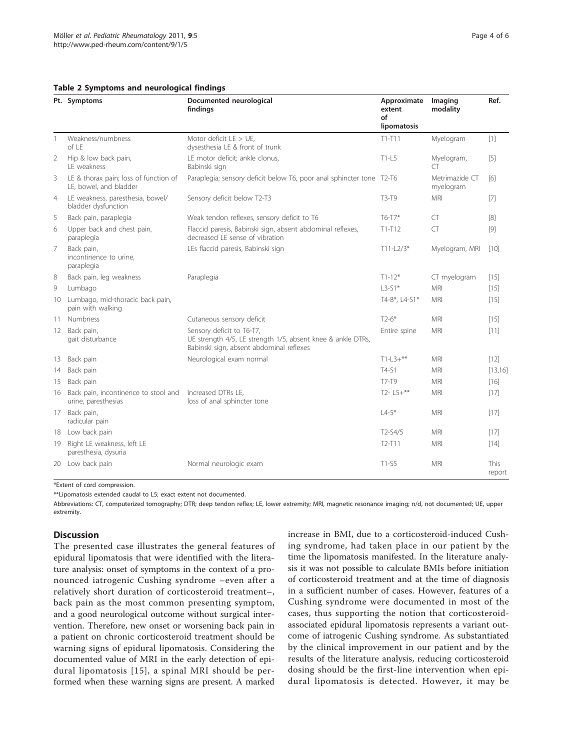**Table 2 Symptoms and neurological findings**

| Pt. | Symptoms | Documented neurological findings | Approximate extent of lipomatosis | Imaging modality | Ref. |
|---|---|---|---|---|---|
| 1 | Weakness/numbness of LE | Motor deficit LE > UE, dysesthesia LE & front of trunk | T1-T11 | Myelogram | [1] |
| 2 | Hip & low back pain, LE weakness | LE motor deficit; ankle clonus, Babinski sign | T1-L5 | Myelogram, CT | [5] |
| 3 | LE & thorax pain; loss of function of LE, bowel, and bladder | Paraplegia; sensory deficit below T6, poor anal sphincter tone | T2-T6 | Metrimazide CT myelogram | [6] |
| 4 | LE weakness, paresthesia, bowel/ bladder dysfunction | Sensory deficit below T2-T3 | T3-T9 | MRI | [7] |
| 5 | Back pain, paraplegia | Weak tendon reflexes, sensory deficit to T6 | T6-T7* | CT | [8] |
| 6 | Upper back and chest pain, paraplegia | Flaccid paresis, Babinski sign, absent abdominal reflexes, decreased LE sense of vibration | T1-T12 | CT | [9] |
| 7 | Back pain, incontinence to urine, paraplegia | LEs flaccid paresis, Babinski sign | T11-L2/3* | Myelogram, MRI | [10] |
| 8 | Back pain, leg weakness | Paraplegia | T1-12* | CT myelogram | [15] |
| 9 | Lumbago | | L3-S1* | MRI | [15] |
| 10 | Lumbago, mid-thoracic back pain, pain with walking | | T4-8*, L4-S1* | MRI | [15] |
| 11 | Numbness | Cutaneous sensory deficit | T2-6* | MRI | [15] |
| 12 | Back pain, gait disturbance | Sensory deficit to T6-T7, UE strength 4/5, LE strength 1/5, absent knee & ankle DTRs, Babinski sign, absent abdominal reflexes | Entire spine | MRI | [11] |
| 13 | Back pain | Neurological exam normal | T1-L3+** | MRI | [12] |
| 14 | Back pain | | T4-S1 | MRI | [13,16] |
| 15 | Back pain | | T7-T9 | MRI | [16] |
| 16 | Back pain, incontinence to stool and urine, paresthesias | Increased DTRs LE, loss of anal sphincter tone | T2- L5+** | MRI | [17] |
| 17 | Back pain, radicular pain | | L4-5* | MRI | [17] |
| 18 | Low back pain | | T2-S4/5 | MRI | [17] |
| 19 | Right LE weakness, left LE paresthesia, dysuria | | T2-T11 | MRI | [14] |
| 20 | Low back pain | Normal neurologic exam | T1-S5 | MRI | This report |

*Extent of cord compression.

**Lipomatosis extended caudal to L5; exact extent not documented.

Abbreviations: CT, computerized tomography; DTR; deep tendon reflex; LE, lower extremity; MRI, magnetic resonance imaging; n/d, not documented; UE, upper extremity.

## Discussion

The presented case illustrates the general features of epidural lipomatosis that were identified with the literature analysis: onset of symptoms in the context of a pronounced iatrogenic Cushing syndrome –even after a relatively short duration of corticosteroid treatment–, back pain as the most common presenting symptom, and a good neurological outcome without surgical intervention. Therefore, new onset or worsening back pain in a patient on chronic corticosteroid treatment should be warning signs of epidural lipomatosis. Considering the documented value of MRI in the early detection of epidural lipomatosis [15], a spinal MRI should be performed when these warning signs are present. A marked increase in BMI, due to a corticosteroid-induced Cushing syndrome, had taken place in our patient by the time the lipomatosis manifested. In the literature analysis it was not possible to calculate BMIs before initiation of corticosteroid treatment and at the time of diagnosis in a sufficient number of cases. However, features of a Cushing syndrome were documented in most of the cases, thus supporting the notion that corticosteroid-associated epidural lipomatosis represents a variant outcome of iatrogenic Cushing syndrome. As substantiated by the clinical improvement in our patient and by the results of the literature analysis, reducing corticosteroid dosing should be the first-line intervention when epidural lipomatosis is detected. However, it may be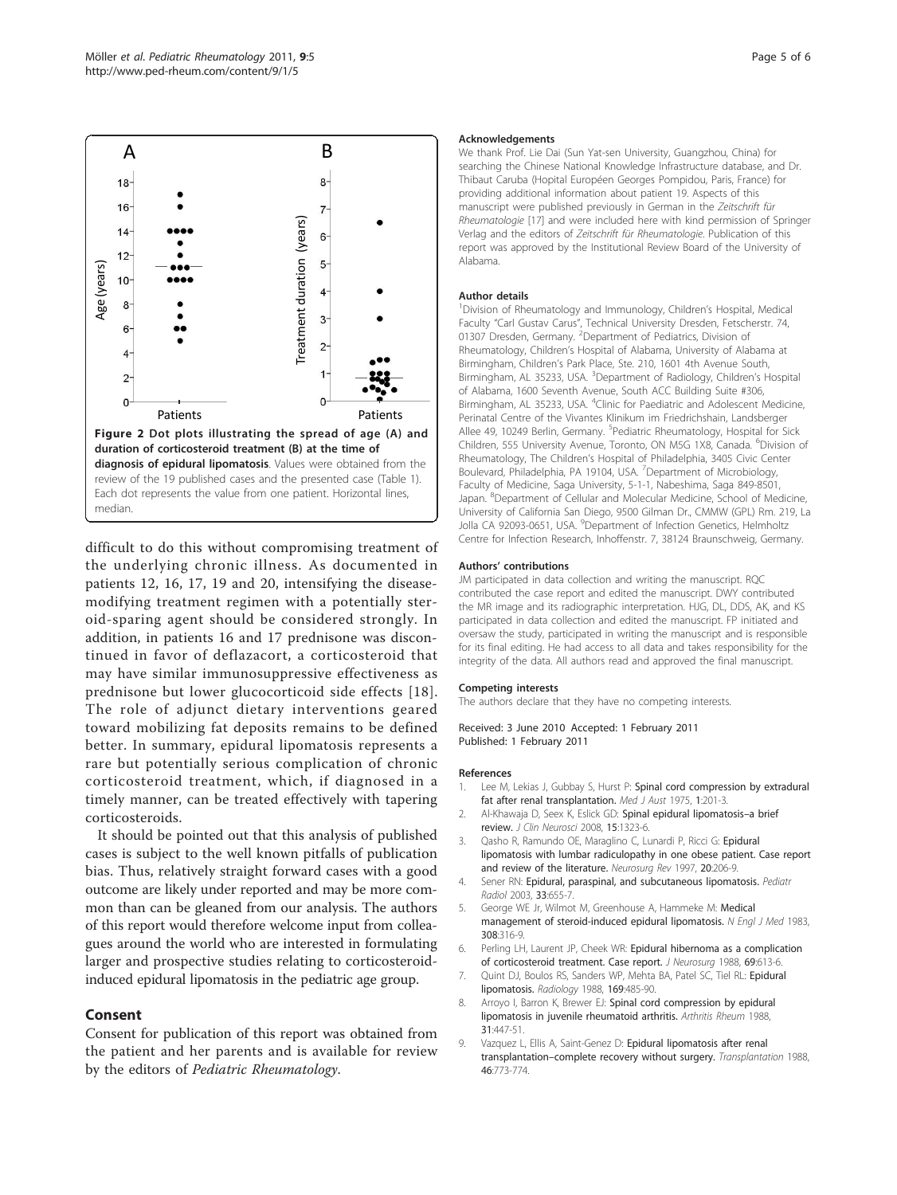A

B

18

16

14

12

10

8

6

4

2

0

Age (years)

Patients

8

7

6

5

4

3

2

1

0

Treatment duration (years)

Patients

**Figure 2 Dot plots illustrating the spread of age (A) and duration of corticosteroid treatment (B) at the time of diagnosis of epidural lipomatosis**. Values were obtained from the review of the 19 published cases and the presented case (Table 1). Each dot represents the value from one patient. Horizontal lines, median.

difficult to do this without compromising treatment of the underlying chronic illness. As documented in patients 12, 16, 17, 19 and 20, intensifying the disease-modifying treatment regimen with a potentially steroid-sparing agent should be considered strongly. In addition, in patients 16 and 17 prednisone was discontinued in favor of deflazacort, a corticosteroid that may have similar immunosuppressive effectiveness as prednisone but lower glucocorticoid side effects [18]. The role of adjunct dietary interventions geared toward mobilizing fat deposits remains to be defined better. In summary, epidural lipomatosis represents a rare but potentially serious complication of chronic corticosteroid treatment, which, if diagnosed in a timely manner, can be treated effectively with tapering corticosteroids.

It should be pointed out that this analysis of published cases is subject to the well known pitfalls of publication bias. Thus, relatively straight forward cases with a good outcome are likely under reported and may be more common than can be gleaned from our analysis. The authors of this report would therefore welcome input from colleagues around the world who are interested in formulating larger and prospective studies relating to corticosteroid-induced epidural lipomatosis in the pediatric age group.

## Consent

Consent for publication of this report was obtained from the patient and her parents and is available for review by the editors of *Pediatric Rheumatology*.

#### Acknowledgements

We thank Prof. Lie Dai (Sun Yat-sen University, Guangzhou, China) for searching the Chinese National Knowledge Infrastructure database, and Dr. Thibaut Caruba (Hopital Européen Georges Pompidou, Paris, France) for providing additional information about patient 19. Aspects of this manuscript were published previously in German in the *Zeitschrift für Rheumatologie* [17] and were included here with kind permission of Springer Verlag and the editors of *Zeitschrift für Rheumatologie*. Publication of this report was approved by the Institutional Review Board of the University of Alabama.

#### Author details

[1]Division of Rheumatology and Immunology, Children's Hospital, Medical Faculty "Carl Gustav Carus", Technical University Dresden, Fetscherstr. 74, 01307 Dresden, Germany. [2]Department of Pediatrics, Division of Rheumatology, Children's Hospital of Alabama, University of Alabama at Birmingham, Children's Park Place, Ste. 210, 1601 4th Avenue South, Birmingham, AL 35233, USA. [3]Department of Radiology, Children's Hospital of Alabama, 1600 Seventh Avenue, South ACC Building Suite #306, Birmingham, AL 35233, USA. [4]Clinic for Paediatric and Adolescent Medicine, Perinatal Centre of the Vivantes Klinikum im Friedrichshain, Landsberger Allee 49, 10249 Berlin, Germany. [5]Pediatric Rheumatology, Hospital for Sick Children, 555 University Avenue, Toronto, ON M5G 1X8, Canada. [6]Division of Rheumatology, The Children's Hospital of Philadelphia, 3405 Civic Center Boulevard, Philadelphia, PA 19104, USA. [7]Department of Microbiology, Faculty of Medicine, Saga University, 5-1-1, Nabeshima, Saga 849-8501, Japan. [8]Department of Cellular and Molecular Medicine, School of Medicine, University of California San Diego, 9500 Gilman Dr., CMMW (GPL) Rm. 219, La Jolla CA 92093-0651, USA. [9]Department of Infection Genetics, Helmholtz Centre for Infection Research, Inhoffenstr. 7, 38124 Braunschweig, Germany.

#### Authors' contributions

JM participated in data collection and writing the manuscript. RQC contributed the case report and edited the manuscript. DWY contributed the MR image and its radiographic interpretation. HJG, DL, DDS, AK, and KS participated in data collection and edited the manuscript. FP initiated and oversaw the study, participated in writing the manuscript and is responsible for its final editing. He had access to all data and takes responsibility for the integrity of the data. All authors read and approved the final manuscript.

#### Competing interests

The authors declare that they have no competing interests.

Received: 3 June 2010 Accepted: 1 February 2011
Published: 1 February 2011

#### References

1. Lee M, Lekias J, Gubbay S, Hurst P: **Spinal cord compression by extradural fat after renal transplantation.** *Med J Aust* 1975, **1**:201-3.
2. Al-Khawaja D, Seex K, Eslick GD: **Spinal epidural lipomatosis–a brief review.** *J Clin Neurosci* 2008, **15**:1323-6.
3. Qasho R, Ramundo OE, Maraglino C, Lunardi P, Ricci G: **Epidural lipomatosis with lumbar radiculopathy in one obese patient. Case report and review of the literature.** *Neurosurg Rev* 1997, **20**:206-9.
4. Sener RN: **Epidural, paraspinal, and subcutaneous lipomatosis.** *Pediatr Radiol* 2003, **33**:655-7.
5. George WE Jr, Wilmot M, Greenhouse A, Hammeke M: **Medical management of steroid-induced epidural lipomatosis.** *N Engl J Med* 1983, **308**:316-9.
6. Perling LH, Laurent JP, Cheek WR: **Epidural hibernoma as a complication of corticosteroid treatment. Case report.** *J Neurosurg* 1988, **69**:613-6.
7. Quint DJ, Boulos RS, Sanders WP, Mehta BA, Patel SC, Tiel RL: **Epidural lipomatosis.** *Radiology* 1988, **169**:485-90.
8. Arroyo I, Barron K, Brewer EJ: **Spinal cord compression by epidural lipomatosis in juvenile rheumatoid arthritis.** *Arthritis Rheum* 1988, **31**:447-51.
9. Vazquez L, Ellis A, Saint-Genez D: **Epidural lipomatosis after renal transplantation–complete recovery without surgery.** *Transplantation* 1988, **46**:773-774.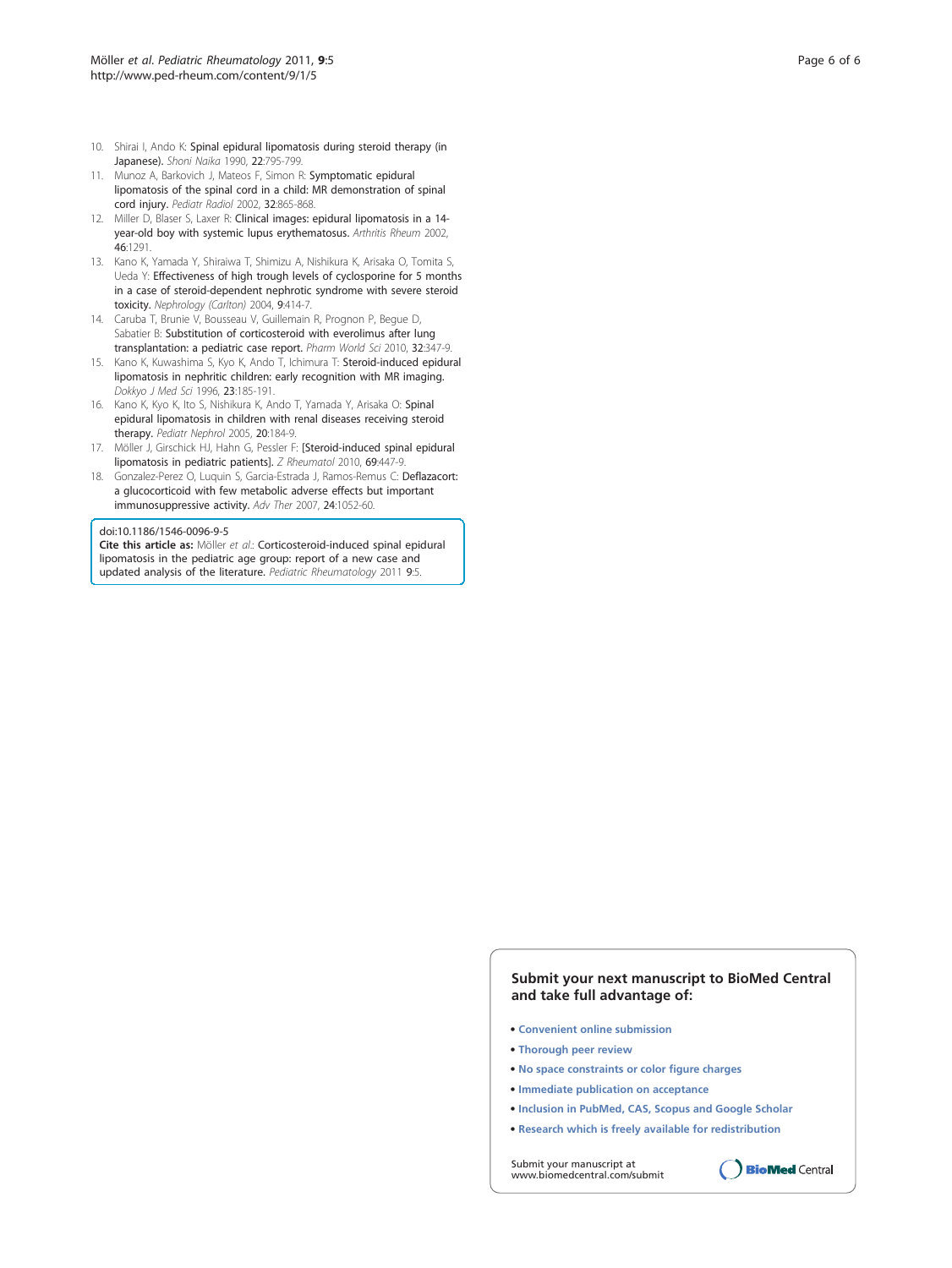10. Shirai I, Ando K: **Spinal epidural lipomatosis during steroid therapy (in Japanese).** *Shoni Naika* 1990, **22**:795-799.
11. Munoz A, Barkovich J, Mateos F, Simon R: **Symptomatic epidural lipomatosis of the spinal cord in a child: MR demonstration of spinal cord injury.** *Pediatr Radiol* 2002, **32**:865-868.
12. Miller D, Blaser S, Laxer R: **Clinical images: epidural lipomatosis in a 14-year-old boy with systemic lupus erythematosus.** *Arthritis Rheum* 2002, **46**:1291.
13. Kano K, Yamada Y, Shiraiwa T, Shimizu A, Nishikura K, Arisaka O, Tomita S, Ueda Y: **Effectiveness of high trough levels of cyclosporine for 5 months in a case of steroid-dependent nephrotic syndrome with severe steroid toxicity.** *Nephrology (Carlton)* 2004, **9**:414-7.
14. Caruba T, Brunie V, Bousseau V, Guillemain R, Prognon P, Begue D, Sabatier B: **Substitution of corticosteroid with everolimus after lung transplantation: a pediatric case report.** *Pharm World Sci* 2010, **32**:347-9.
15. Kano K, Kuwashima S, Kyo K, Ando T, Ichimura T: **Steroid-induced epidural lipomatosis in nephritic children: early recognition with MR imaging.** *Dokkyo J Med Sci* 1996, **23**:185-191.
16. Kano K, Kyo K, Ito S, Nishikura K, Ando T, Yamada Y, Arisaka O: **Spinal epidural lipomatosis in children with renal diseases receiving steroid therapy.** *Pediatr Nephrol* 2005, **20**:184-9.
17. Möller J, Girschick HJ, Hahn G, Pessler F: **[Steroid-induced spinal epidural lipomatosis in pediatric patients].** *Z Rheumatol* 2010, **69**:447-9.
18. Gonzalez-Perez O, Luquin S, Garcia-Estrada J, Ramos-Remus C: **Deflazacort: a glucocorticoid with few metabolic adverse effects but important immunosuppressive activity.** *Adv Ther* 2007, **24**:1052-60.

doi:10.1186/1546-0096-9-5

**Cite this article as:** Möller *et al.*: Corticosteroid-induced spinal epidural lipomatosis in the pediatric age group: report of a new case and updated analysis of the literature. *Pediatric Rheumatology* 2011 **9**:5.